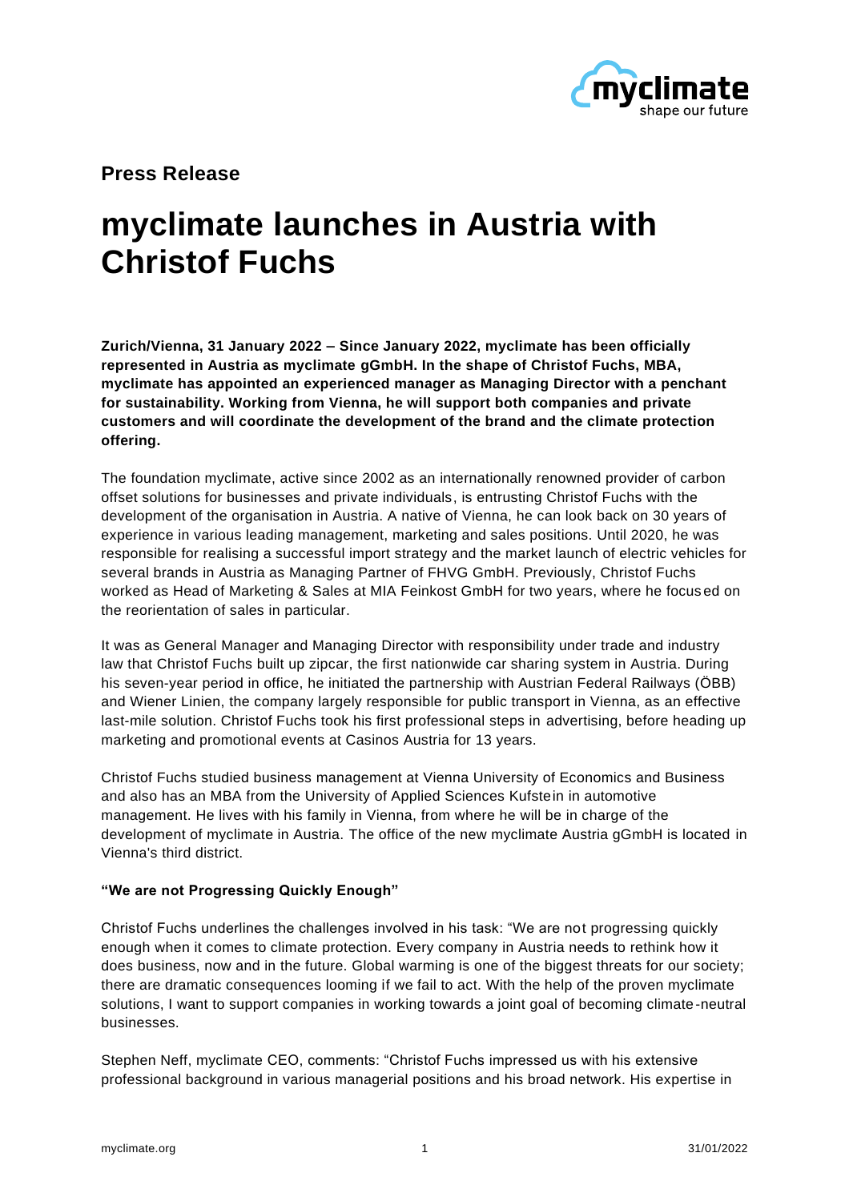**Press Release**

# myclimate launches in Austria with Christof Fuchs

**Zurich/Vienna, 31 January 2022 – Since January 2022, myclimate has been officially represented in Austria as myclimate gGmbH. In the shape of Christof Fuchs, MBA, myclimate has appointed an experienced manager as Managing Director with a penchant for sustainability. Working from Vienna, he will support both companies and private customers and will coordinate the development of the brand and the climate protection offering.**

The foundation myclimate, active since 2002 as an internationally renowned provider of carbon offset solutions for businesses and private individuals, is entrusting Christof Fuchs with the development of the organisation in Austria. A native of Vienna, he can look back on 30 years of experience in various leading management, marketing and sales positions. Until 2020, he was responsible for realising a successful import strategy and the market launch of electric vehicles for several brands in Austria as Managing Partner of FHVG GmbH. Previously, Christof Fuchs worked as Head of Marketing & Sales at MIA Feinkost GmbH for two years, where he focused on the reorientation of sales in particular.

It was as General Manager and Managing Director with responsibility under trade and industry law that Christof Fuchs built up zipcar, the first nationwide car sharing system in Austria. During his seven-year period in office, he initiated the partnership with Austrian Federal Railways (ÖBB) and Wiener Linien, the company largely responsible for public transport in Vienna, as an effective last-mile solution. Christof Fuchs took his first professional steps in advertising, before heading up marketing and promotional events at Casinos Austria for 13 years.

Christof Fuchs studied business management at Vienna University of Economics and Business and also has an MBA from the University of Applied Sciences Kufstein in automotive management. He lives with his family in Vienna, from where he will be in charge of the development of myclimate in Austria. The office of the new myclimate Austria gGmbH is located in Vienna's third district.

**"We are not Progressing Quickly Enough"**

Christof Fuchs underlines the challenges involved in his task: "We are not progressing quickly enough when it comes to climate protection. Every company in Austria needs to rethink how it does business, now and in the future. Global warming is one of the biggest threats for our society; there are dramatic consequences looming if we fail to act. With the help of the proven myclimate solutions, I want to support companies in working towards a joint goal of becoming climate-neutral businesses.

Stephen Neff, myclimate CEO, comments: "Christof Fuchs impressed us with his extensive professional background in various managerial positions and his broad network. His expertise in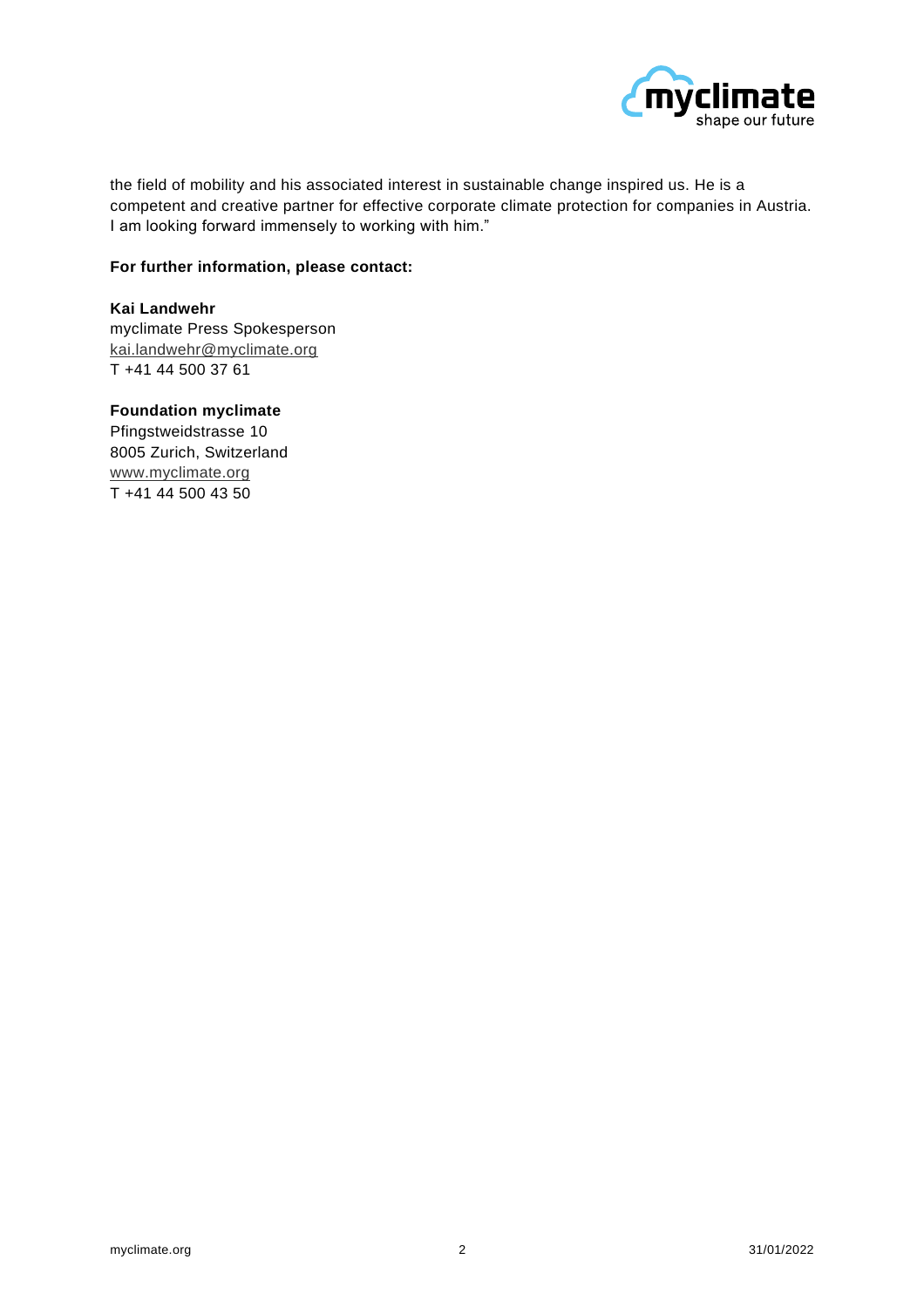the field of mobility and his associated interest in sustainable change inspired us. He is a competent and creative partner for effective corporate climate protection for companies in Austria. I am looking forward immensely to working with him."

**For further information, please contact:**

**Kai Landwehr**
myclimate Press Spokesperson
kai.landwehr@myclimate.org
T +41 44 500 37 61

**Foundation myclimate**
Pfingstweidstrasse 10
8005 Zurich, Switzerland
www.myclimate.org
T +41 44 500 43 50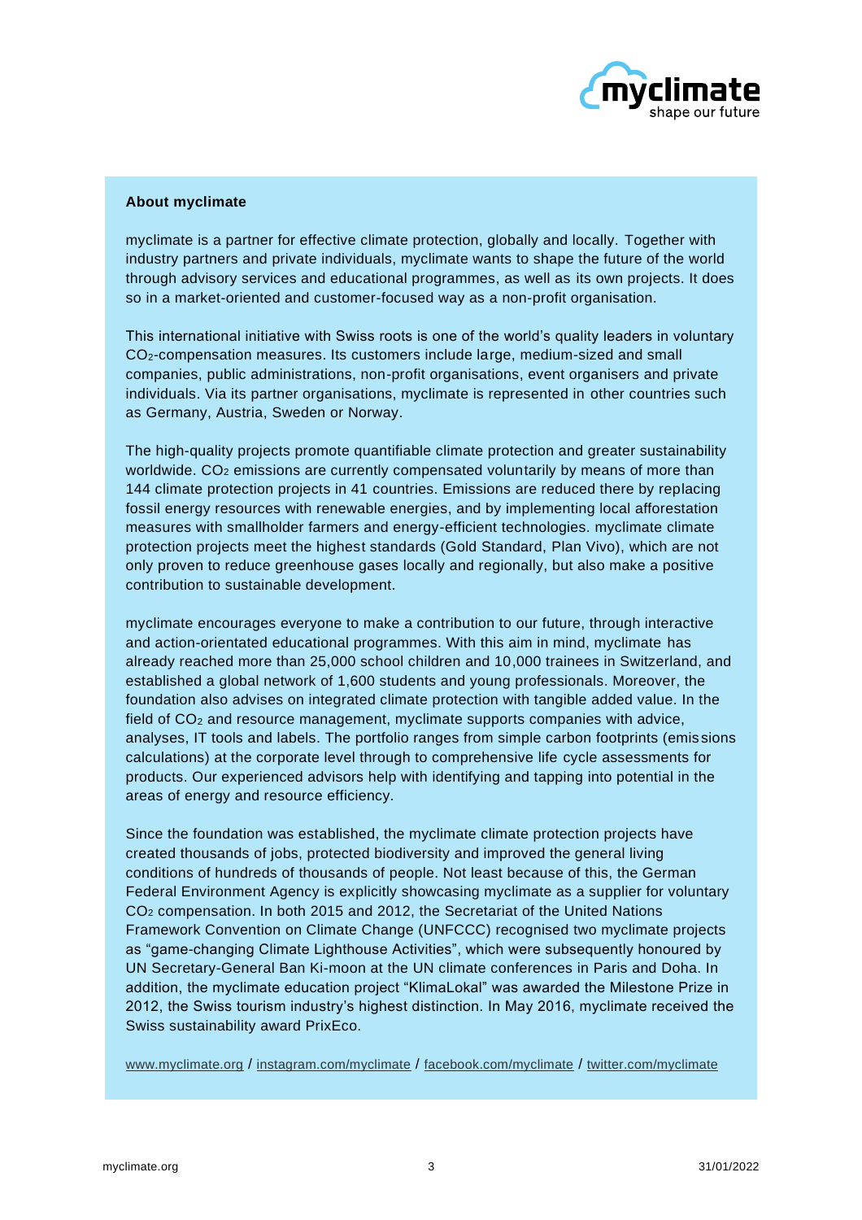**About myclimate**

myclimate is a partner for effective climate protection, globally and locally. Together with industry partners and private individuals, myclimate wants to shape the future of the world through advisory services and educational programmes, as well as its own projects. It does so in a market-oriented and customer-focused way as a non-profit organisation.

This international initiative with Swiss roots is one of the world's quality leaders in voluntary $CO_2$-compensation measures. Its customers include large, medium-sized and small companies, public administrations, non-profit organisations, event organisers and private individuals. Via its partner organisations, myclimate is represented in other countries such as Germany, Austria, Sweden or Norway.

The high-quality projects promote quantifiable climate protection and greater sustainability worldwide. $CO_2$ emissions are currently compensated voluntarily by means of more than 144 climate protection projects in 41 countries. Emissions are reduced there by replacing fossil energy resources with renewable energies, and by implementing local afforestation measures with smallholder farmers and energy-efficient technologies. myclimate climate protection projects meet the highest standards (Gold Standard, Plan Vivo), which are not only proven to reduce greenhouse gases locally and regionally, but also make a positive contribution to sustainable development.

myclimate encourages everyone to make a contribution to our future, through interactive and action-orientated educational programmes. With this aim in mind, myclimate has already reached more than 25,000 school children and 10,000 trainees in Switzerland, and established a global network of 1,600 students and young professionals. Moreover, the foundation also advises on integrated climate protection with tangible added value. In the field of $CO_2$ and resource management, myclimate supports companies with advice, analyses, IT tools and labels. The portfolio ranges from simple carbon footprints (emissions calculations) at the corporate level through to comprehensive life cycle assessments for products. Our experienced advisors help with identifying and tapping into potential in the areas of energy and resource efficiency.

Since the foundation was established, the myclimate climate protection projects have created thousands of jobs, protected biodiversity and improved the general living conditions of hundreds of thousands of people. Not least because of this, the German Federal Environment Agency is explicitly showcasing myclimate as a supplier for voluntary $CO_2$ compensation. In both 2015 and 2012, the Secretariat of the United Nations Framework Convention on Climate Change (UNFCCC) recognised two myclimate projects as "game-changing Climate Lighthouse Activities", which were subsequently honoured by UN Secretary-General Ban Ki-moon at the UN climate conferences in Paris and Doha. In addition, the myclimate education project "KlimaLokal" was awarded the Milestone Prize in 2012, the Swiss tourism industry's highest distinction. In May 2016, myclimate received the Swiss sustainability award PrixEco.

www.myclimate.org / instagram.com/myclimate / facebook.com/myclimate / twitter.com/myclimate